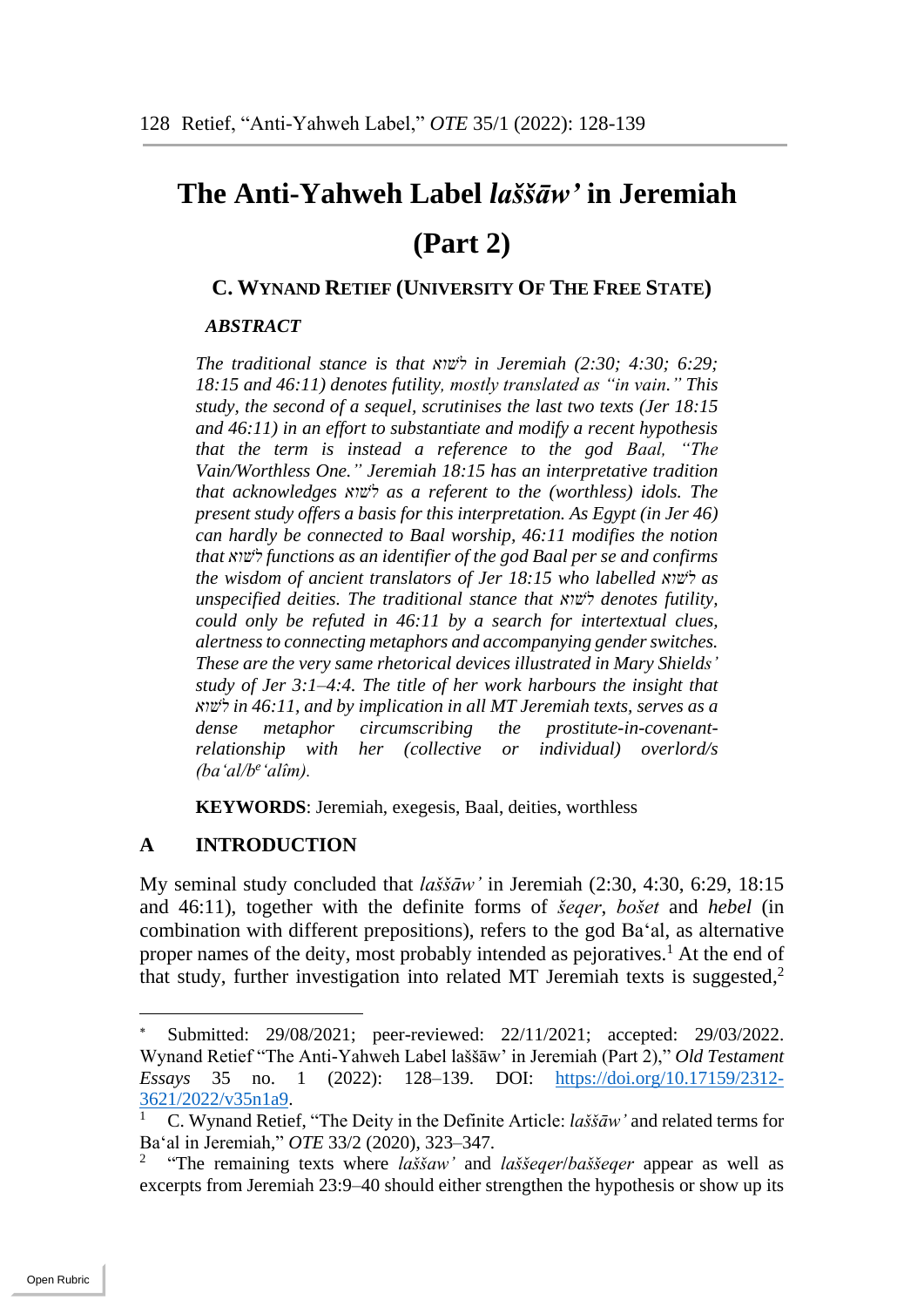# The Anti-Yahweh Label *laššāw'* in Jeremiah (Part 2)

**C. WYNAND RETIEF (UNIVERSITY OF THE FREE STATE)**

***ABSTRACT***

*The traditional stance is that* לשוא *in Jeremiah (2:30; 4:30; 6:29; 18:15 and 46:11) denotes futility, mostly translated as "in vain." This study, the second of a sequel, scrutinises the last two texts (Jer 18:15 and 46:11) in an effort to substantiate and modify a recent hypothesis that the term is instead a reference to the god Baal, "The Vain/Worthless One." Jeremiah 18:15 has an interpretative tradition that acknowledges* לשוא *as a referent to the (worthless) idols. The present study offers a basis for this interpretation. As Egypt (in Jer 46) can hardly be connected to Baal worship, 46:11 modifies the notion that* לשוא *functions as an identifier of the god Baal per se and confirms the wisdom of ancient translators of Jer 18:15 who labelled* לשוא *as unspecified deities. The traditional stance that* לשוא *denotes futility, could only be refuted in 46:11 by a search for intertextual clues, alertness to connecting metaphors and accompanying gender switches. These are the very same rhetorical devices illustrated in Mary Shields' study of Jer 3:1–4:4. The title of her work harbours the insight that* לשוא *in 46:11, and by implication in all MT Jeremiah texts, serves as a dense metaphor circumscribing the prostitute-in-covenant-relationship with her (collective or individual) overlord/s (ba'al/bᵉ'alîm).*

**KEYWORDS**: Jeremiah, exegesis, Baal, deities, worthless

## A INTRODUCTION

My seminal study concluded that *laššāw'* in Jeremiah (2:30, 4:30, 6:29, 18:15 and 46:11), together with the definite forms of *šeqer*, *bošet* and *hebel* (in combination with different prepositions), refers to the god Ba'al, as alternative proper names of the deity, most probably intended as pejoratives.[1] At the end of that study, further investigation into related MT Jeremiah texts is suggested,[2]

---

[*] Submitted: 29/08/2021; peer-reviewed: 22/11/2021; accepted: 29/03/2022. Wynand Retief "The Anti-Yahweh Label laššāw' in Jeremiah (Part 2)," *Old Testament Essays* 35 no. 1 (2022): 128–139. DOI: https://doi.org/10.17159/2312-3621/2022/v35n1a9.

[1] C. Wynand Retief, "The Deity in the Definite Article: *laššāw'* and related terms for Ba'al in Jeremiah," *OTE* 33/2 (2020), 323–347.

[2] "The remaining texts where *laššaw'* and *laššeqer*/*baššeqer* appear as well as excerpts from Jeremiah 23:9–40 should either strengthen the hypothesis or show up its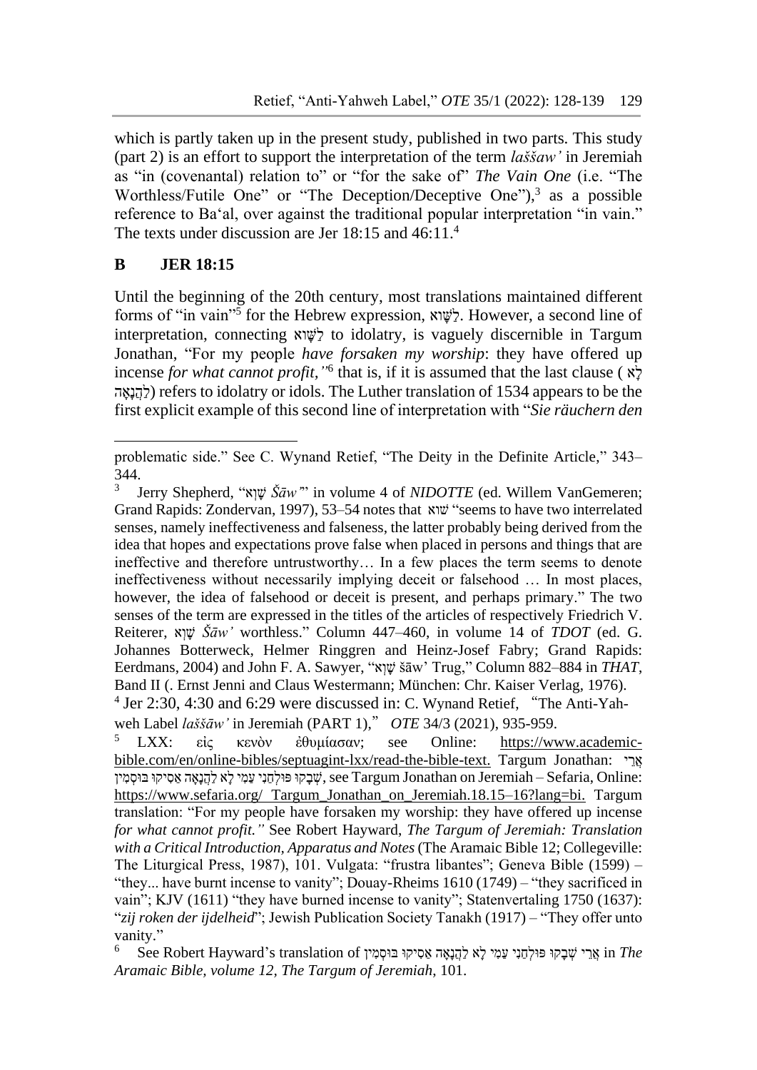which is partly taken up in the present study, published in two parts. This study (part 2) is an effort to support the interpretation of the term *laššaw'* in Jeremiah as "in (covenantal) relation to" or "for the sake of" *The Vain One* (i.e. "The Worthless/Futile One" or "The Deception/Deceptive One"),[3] as a possible reference to Ba'al, over against the traditional popular interpretation "in vain." The texts under discussion are Jer 18:15 and 46:11.[4]

## B JER 18:15

Until the beginning of the 20th century, most translations maintained different forms of "in vain"[5] for the Hebrew expression, לַשָּׁוְא. However, a second line of interpretation, connecting לַשָּׁוְא to idolatry, is vaguely discernible in Targum Jonathan, "For my people *have forsaken my worship*: they have offered up incense *for what cannot profit,"*[6] that is, if it is assumed that the last clause (לָא לַהֲנָאָה) refers to idolatry or idols. The Luther translation of 1534 appears to be the first explicit example of this second line of interpretation with "*Sie räuchern den*

---

problematic side." See C. Wynand Retief, "The Deity in the Definite Article," 343–344.

[3] Jerry Shepherd, "שָׁוְא *Šāw*" in volume 4 of *NIDOTTE* (ed. Willem VanGemeren; Grand Rapids: Zondervan, 1997), 53–54 notes that שוא "seems to have two interrelated senses, namely ineffectiveness and falseness, the latter probably being derived from the idea that hopes and expectations prove false when placed in persons and things that are ineffective and therefore untrustworthy… In a few places the term seems to denote ineffectiveness without necessarily implying deceit or falsehood … In most places, however, the idea of falsehood or deceit is present, and perhaps primary." The two senses of the term are expressed in the titles of the articles of respectively Friedrich V. Reiterer, שָׁוְא *Šāw'* worthless." Column 447–460, in volume 14 of *TDOT* (ed. G. Johannes Botterweck, Helmer Ringgren and Heinz-Josef Fabry; Grand Rapids: Eerdmans, 2004) and John F. A. Sawyer, "שָׁוְא šāw' Trug," Column 882–884 in *THAT*, Band II (. Ernst Jenni and Claus Westermann; München: Chr. Kaiser Verlag, 1976).

[4] Jer 2:30, 4:30 and 6:29 were discussed in: C. Wynand Retief, "The Anti-Yahweh Label *laššāw'* in Jeremiah (PART 1)," *OTE* 34/3 (2021), 935-959.

[5] LXX: εἰς κενὸν ἐθυμίασαν; see Online: https://www.academic-bible.com/en/online-bibles/septuagint-lxx/read-the-bible-text. Targum Jonathan: אֲרֵי שְׁבָקוּ פּוּלְחָנִי עַמִי לָא לַהֲנָאָה אַסִיקוּ בּוּסְמִין, see Targum Jonathan on Jeremiah – Sefaria, Online: https://www.sefaria.org/ Targum_Jonathan_on_Jeremiah.18.15–16?lang=bi. Targum translation: "For my people have forsaken my worship: they have offered up incense *for what cannot profit."* See Robert Hayward, *The Targum of Jeremiah: Translation with a Critical Introduction, Apparatus and Notes* (The Aramaic Bible 12; Collegeville: The Liturgical Press, 1987), 101. Vulgata: "frustra libantes"; Geneva Bible (1599) – "they... have burnt incense to vanity"; Douay-Rheims 1610 (1749) – "they sacrificed in vain"; KJV (1611) "they have burned incense to vanity"; Statenvertaling 1750 (1637): "*zij roken der ijdelheid*"; Jewish Publication Society Tanakh (1917) – "They offer unto vanity."

[6] See Robert Hayward's translation of אֲרֵי שְׁבָקוּ פּוּלְחָנִי עַמִי לָא לַהֲנָאָה אַסִיקוּ בּוּסְמִין in *The Aramaic Bible, volume 12, The Targum of Jeremiah*, 101.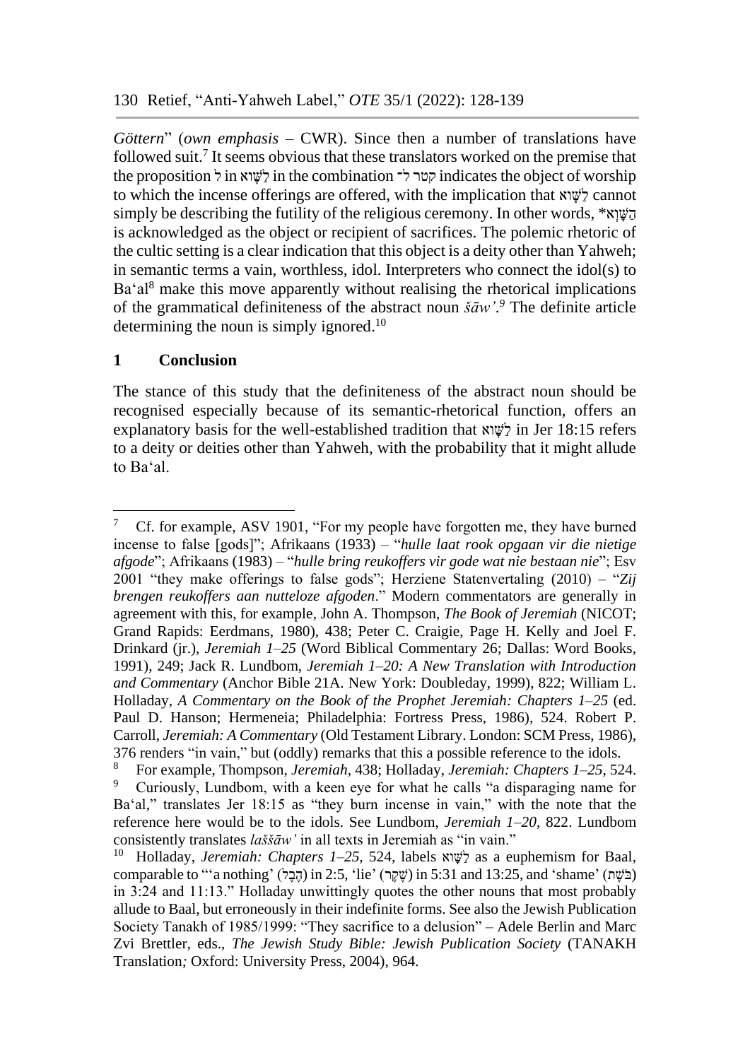*Göttern*" (*own emphasis* – CWR). Since then a number of translations have followed suit.[7] It seems obvious that these translators worked on the premise that the proposition ל in לַשָּׁוְא in the combination קטר לְ־ indicates the object of worship to which the incense offerings are offered, with the implication that לַשָּׁוְא cannot simply be describing the futility of the religious ceremony. In other words, *הַשָּׁוְא is acknowledged as the object or recipient of sacrifices. The polemic rhetoric of the cultic setting is a clear indication that this object is a deity other than Yahweh; in semantic terms a vain, worthless, idol. Interpreters who connect the idol(s) to Ba'al[8] make this move apparently without realising the rhetorical implications of the grammatical definiteness of the abstract noun *šāw'*.[9] The definite article determining the noun is simply ignored.[10]

## 1 Conclusion

The stance of this study that the definiteness of the abstract noun should be recognised especially because of its semantic-rhetorical function, offers an explanatory basis for the well-established tradition that לַשָּׁוְא in Jer 18:15 refers to a deity or deities other than Yahweh, with the probability that it might allude to Ba'al.

---

[7] Cf. for example, ASV 1901, "For my people have forgotten me, they have burned incense to false [gods]"; Afrikaans (1933) – "*hulle laat rook opgaan vir die nietige afgode*"; Afrikaans (1983) – "*hulle bring reukoffers vir gode wat nie bestaan nie*"; Esv 2001 "they make offerings to false gods"; Herziene Statenvertaling (2010) – "*Zij brengen reukoffers aan nutteloze afgoden*." Modern commentators are generally in agreement with this, for example, John A. Thompson, *The Book of Jeremiah* (NICOT; Grand Rapids: Eerdmans, 1980), 438; Peter C. Craigie, Page H. Kelly and Joel F. Drinkard (jr.), *Jeremiah 1–25* (Word Biblical Commentary 26; Dallas: Word Books, 1991), 249; Jack R. Lundbom, *Jeremiah 1–20: A New Translation with Introduction and Commentary* (Anchor Bible 21A. New York: Doubleday, 1999), 822; William L. Holladay, *A Commentary on the Book of the Prophet Jeremiah: Chapters 1–25* (ed. Paul D. Hanson; Hermeneia; Philadelphia: Fortress Press, 1986), 524. Robert P. Carroll, *Jeremiah: A Commentary* (Old Testament Library. London: SCM Press, 1986), 376 renders "in vain," but (oddly) remarks that this a possible reference to the idols.

[8] For example, Thompson, *Jeremiah*, 438; Holladay, *Jeremiah: Chapters 1–25*, 524.

[9] Curiously, Lundbom, with a keen eye for what he calls "a disparaging name for Ba'al," translates Jer 18:15 as "they burn incense in vain," with the note that the reference here would be to the idols. See Lundbom, *Jeremiah 1–20*, 822. Lundbom consistently translates *laššāw'* in all texts in Jeremiah as "in vain."

[10] Holladay, *Jeremiah: Chapters 1–25*, 524, labels לַשָּׁוְא as a euphemism for Baal, comparable to "'a nothing' (הֶבֶל) in 2:5, 'lie' (שֶׁקֶר) in 5:31 and 13:25, and 'shame' (בֹּשֶׁת) in 3:24 and 11:13." Holladay unwittingly quotes the other nouns that most probably allude to Baal, but erroneously in their indefinite forms. See also the Jewish Publication Society Tanakh of 1985/1999: "They sacrifice to a delusion" – Adele Berlin and Marc Zvi Brettler, eds., *The Jewish Study Bible: Jewish Publication Society* (TANAKH Translation*;* Oxford: University Press, 2004), 964.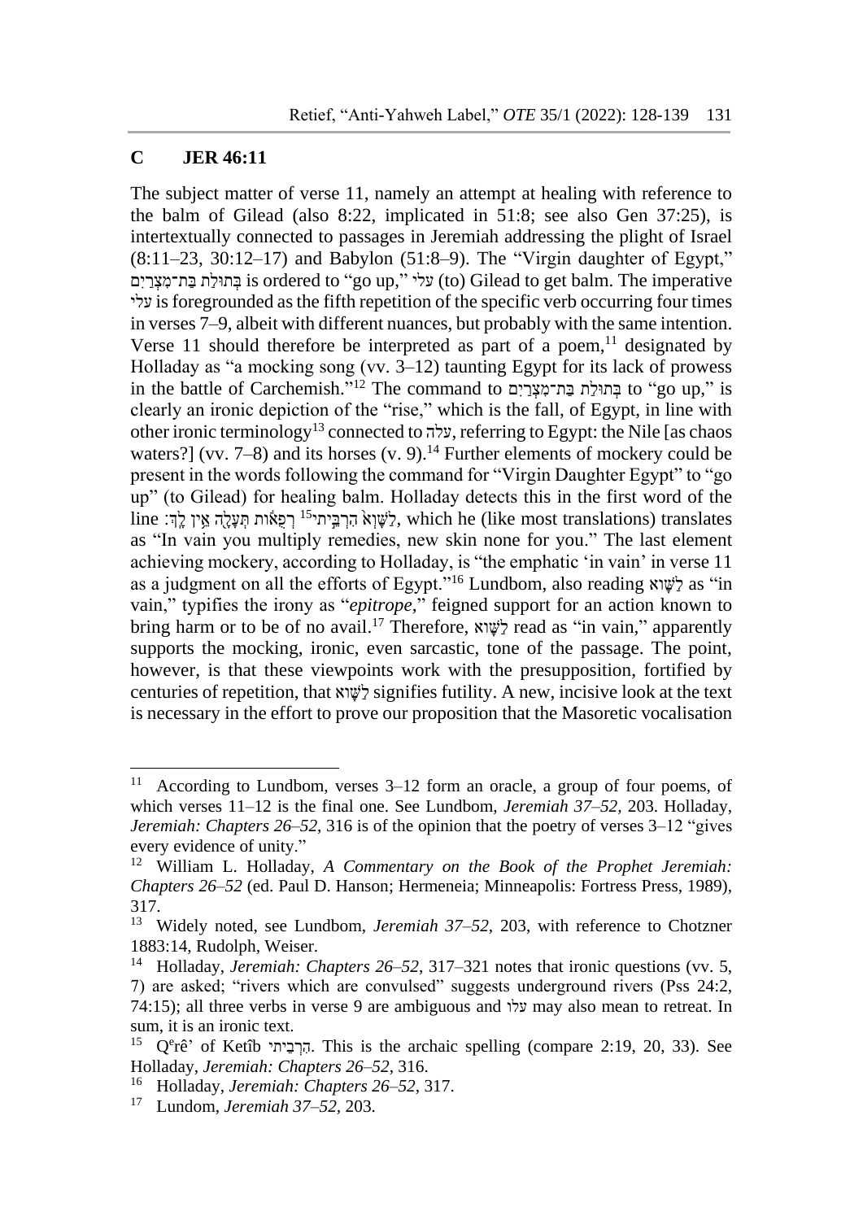## C JER 46:11

The subject matter of verse 11, namely an attempt at healing with reference to the balm of Gilead (also 8:22, implicated in 51:8; see also Gen 37:25), is intertextually connected to passages in Jeremiah addressing the plight of Israel (8:11–23, 30:12–17) and Babylon (51:8–9). The "Virgin daughter of Egypt," בְּתוּלַת בַּת־מִצְרַיִם is ordered to "go up," עלי (to) Gilead to get balm. The imperative עלי is foregrounded as the fifth repetition of the specific verb occurring four times in verses 7–9, albeit with different nuances, but probably with the same intention. Verse 11 should therefore be interpreted as part of a poem,[11] designated by Holladay as "a mocking song (vv. 3–12) taunting Egypt for its lack of prowess in the battle of Carchemish."[12] The command to בְּתוּלַת בַּת־מִצְרַיִם to "go up," is clearly an ironic depiction of the "rise," which is the fall, of Egypt, in line with other ironic terminology[13] connected to עלה, referring to Egypt: the Nile [as chaos waters?] (vv. 7–8) and its horses (v. 9).[14] Further elements of mockery could be present in the words following the command for "Virgin Daughter Egypt" to "go up" (to Gilead) for healing balm. Holladay detects this in the first word of the line לַשָּׁוְא הִרְבֵּיתִי[15] רְפֻאוֹת תְּעָלָה אֵין לָךְ׃, which he (like most translations) translates as "In vain you multiply remedies, new skin none for you." The last element achieving mockery, according to Holladay, is "the emphatic 'in vain' in verse 11 as a judgment on all the efforts of Egypt."[16] Lundbom, also reading לַשָּׁוְא as "in vain," typifies the irony as "*epitrope*," feigned support for an action known to bring harm or to be of no avail.[17] Therefore, לַשָּׁוְא read as "in vain," apparently supports the mocking, ironic, even sarcastic, tone of the passage. The point, however, is that these viewpoints work with the presupposition, fortified by centuries of repetition, that לַשָּׁוְא signifies futility. A new, incisive look at the text is necessary in the effort to prove our proposition that the Masoretic vocalisation

---

[11] According to Lundbom, verses 3–12 form an oracle, a group of four poems, of which verses 11–12 is the final one. See Lundbom, *Jeremiah 37–52*, 203. Holladay, *Jeremiah: Chapters 26–52*, 316 is of the opinion that the poetry of verses 3–12 "gives every evidence of unity."

[12] William L. Holladay, *A Commentary on the Book of the Prophet Jeremiah: Chapters 26–52* (ed. Paul D. Hanson; Hermeneia; Minneapolis: Fortress Press, 1989), 317.

[13] Widely noted, see Lundbom, *Jeremiah 37–52*, 203, with reference to Chotzner 1883:14, Rudolph, Weiser.

[14] Holladay, *Jeremiah: Chapters 26–52*, 317–321 notes that ironic questions (vv. 5, 7) are asked; "rivers which are convulsed" suggests underground rivers (Pss 24:2, 74:15); all three verbs in verse 9 are ambiguous and עלו may also mean to retreat. In sum, it is an ironic text.

[15] Qᵉrê' of Ketîb הִרְבֵּיתִי. This is the archaic spelling (compare 2:19, 20, 33). See Holladay, *Jeremiah: Chapters 26–52*, 316.

[16] Holladay, *Jeremiah: Chapters 26–52*, 317.

[17] Lundom, *Jeremiah 37–52*, 203.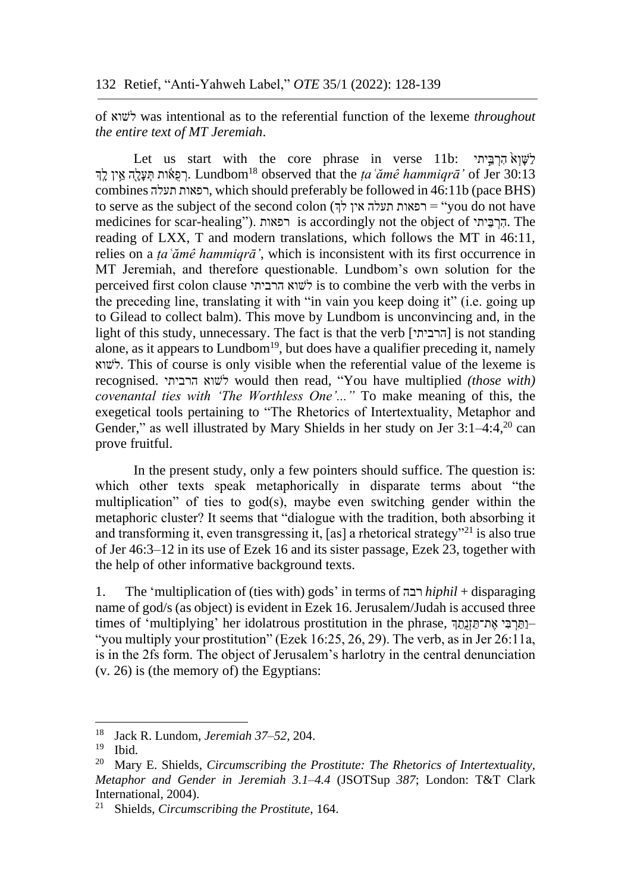of לשׁוא was intentional as to the referential function of the lexeme *throughout the entire text of MT Jeremiah*.

Let us start with the core phrase in verse 11b: לַשָּׁוְא הִרְבֵּיתִי רְפֻאוֹת תְּעָלָה אֵין לָךְ. Lundbom[18] observed that the *ṭaʿămê hammiqrāʾ* of Jer 30:13 combines רפאות תעלה, which should preferably be followed in 46:11b (pace BHS) to serve as the subject of the second colon (רפאות תעלה אין לךְ = "you do not have medicines for scar-healing"). רפאות is accordingly not the object of הִרְבֵּיתִי. The reading of LXX, T and modern translations, which follows the MT in 46:11, relies on a *ṭaʿămê hammiqrāʾ*, which is inconsistent with its first occurrence in MT Jeremiah, and therefore questionable. Lundbom's own solution for the perceived first colon clause לשוא הרביתי is to combine the verb with the verbs in the preceding line, translating it with "in vain you keep doing it" (i.e. going up to Gilead to collect balm). This move by Lundbom is unconvincing and, in the light of this study, unnecessary. The fact is that the verb [הרביתי] is not standing alone, as it appears to Lundbom[19], but does have a qualifier preceding it, namely לשוא. This of course is only visible when the referential value of the lexeme is recognised. לשוא הרביתי would then read, "You have multiplied *(those with) covenantal ties with 'The Worthless One'…"* To make meaning of this, the exegetical tools pertaining to "The Rhetorics of Intertextuality, Metaphor and Gender," as well illustrated by Mary Shields in her study on Jer 3:1–4:4,[20] can prove fruitful.

In the present study, only a few pointers should suffice. The question is: which other texts speak metaphorically in disparate terms about "the multiplication" of ties to god(s), maybe even switching gender within the metaphoric cluster? It seems that "dialogue with the tradition, both absorbing it and transforming it, even transgressing it, [as] a rhetorical strategy"[21] is also true of Jer 46:3–12 in its use of Ezek 16 and its sister passage, Ezek 23, together with the help of other informative background texts.

1. The 'multiplication of (ties with) gods' in terms of רבה *hiphil* + disparaging name of god/s (as object) is evident in Ezek 16. Jerusalem/Judah is accused three times of 'multiplying' her idolatrous prostitution in the phrase, וַתַּרְבִּי אֶת־תַּזְנֻתֵךְ– "you multiply your prostitution" (Ezek 16:25, 26, 29). The verb, as in Jer 26:11a, is in the 2fs form. The object of Jerusalem's harlotry in the central denunciation (v. 26) is (the memory of) the Egyptians:

---

18 Jack R. Lundom, *Jeremiah 37–52*, 204.

19 Ibid.

20 Mary E. Shields, *Circumscribing the Prostitute: The Rhetorics of Intertextuality, Metaphor and Gender in Jeremiah 3.1–4.4* (JSOTSup *387*; London: T&T Clark International, 2004).

21 Shields, *Circumscribing the Prostitute,* 164.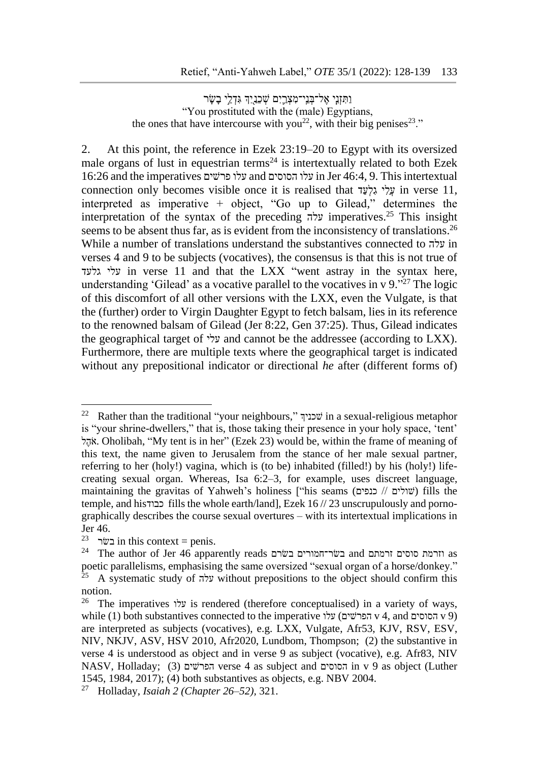וַתִּזְנִי אֶל־בְּנֵי־מִצְרַיִם שְׁכֵנַיִךְ גִּדְלֵי בָשָׂר

"You prostituted with the (male) Egyptians,

the ones that have intercourse with you[22], with their big penises[23]."

2. At this point, the reference in Ezek 23:19–20 to Egypt with its oversized male organs of lust in equestrian terms[24] is intertextually related to both Ezek 16:26 and the imperatives עלו פרשים and עלו הסוסים in Jer 46:4, 9. This intertextual connection only becomes visible once it is realised that עֲלִי גִלְעָד in verse 11, interpreted as imperative + object, "Go up to Gilead," determines the interpretation of the syntax of the preceding עלה imperatives.[25] This insight seems to be absent thus far, as is evident from the inconsistency of translations.[26] While a number of translations understand the substantives connected to עלה in verses 4 and 9 to be subjects (vocatives), the consensus is that this is not true of עלי גלעד in verse 11 and that the LXX "went astray in the syntax here, understanding 'Gilead' as a vocative parallel to the vocatives in v 9."[27] The logic of this discomfort of all other versions with the LXX, even the Vulgate, is that the (further) order to Virgin Daughter Egypt to fetch balsam, lies in its reference to the renowned balsam of Gilead (Jer 8:22, Gen 37:25). Thus, Gilead indicates the geographical target of עלי and cannot be the addressee (according to LXX). Furthermore, there are multiple texts where the geographical target is indicated without any prepositional indicator or directional *he* after (different forms of)

---

[22] Rather than the traditional "your neighbours," שׁכניךְ in a sexual-religious metaphor is "your shrine-dwellers," that is, those taking their presence in your holy space, 'tent' אֹהֶל. Oholibah, "My tent is in her" (Ezek 23) would be, within the frame of meaning of this text, the name given to Jerusalem from the stance of her male sexual partner, referring to her (holy!) vagina, which is (to be) inhabited (filled!) by his (holy!) life-creating sexual organ. Whereas, Isa 6:2–3, for example, uses discreet language, maintaining the gravitas of Yahweh's holiness ["his seams (שׁוּלים // כנפים) fills the temple, and his כבוד fills the whole earth/land], Ezek 16 // 23 unscrupulously and pornographically describes the course sexual overtures – with its intertextual implications in Jer 46.

[23] בשׂר in this context = penis.

[24] The author of Jer 46 apparently reads בשׂר־חמורים בשׂרם and וזרמת סוסים זרמתם as poetic parallelisms, emphasising the same oversized "sexual organ of a horse/donkey."

[25] A systematic study of עלה without prepositions to the object should confirm this notion.

[26] The imperatives עלו is rendered (therefore conceptualised) in a variety of ways, while (1) both substantives connected to the imperative עלו (הפרשׁים v 4, and הסוסים v 9) are interpreted as subjects (vocatives), e.g. LXX, Vulgate, Afr53, KJV, RSV, ESV, NIV, NKJV, ASV, HSV 2010, Afr2020, Lundbom, Thompson; (2) the substantive in verse 4 is understood as object and in verse 9 as subject (vocative), e.g. Afr83, NIV NASV, Holladay; (3) הפרשׁים verse 4 as subject and הסוסים in v 9 as object (Luther 1545, 1984, 2017); (4) both substantives as objects, e.g. NBV 2004.

[27] Holladay, *Isaiah 2 (Chapter 26–52),* 321.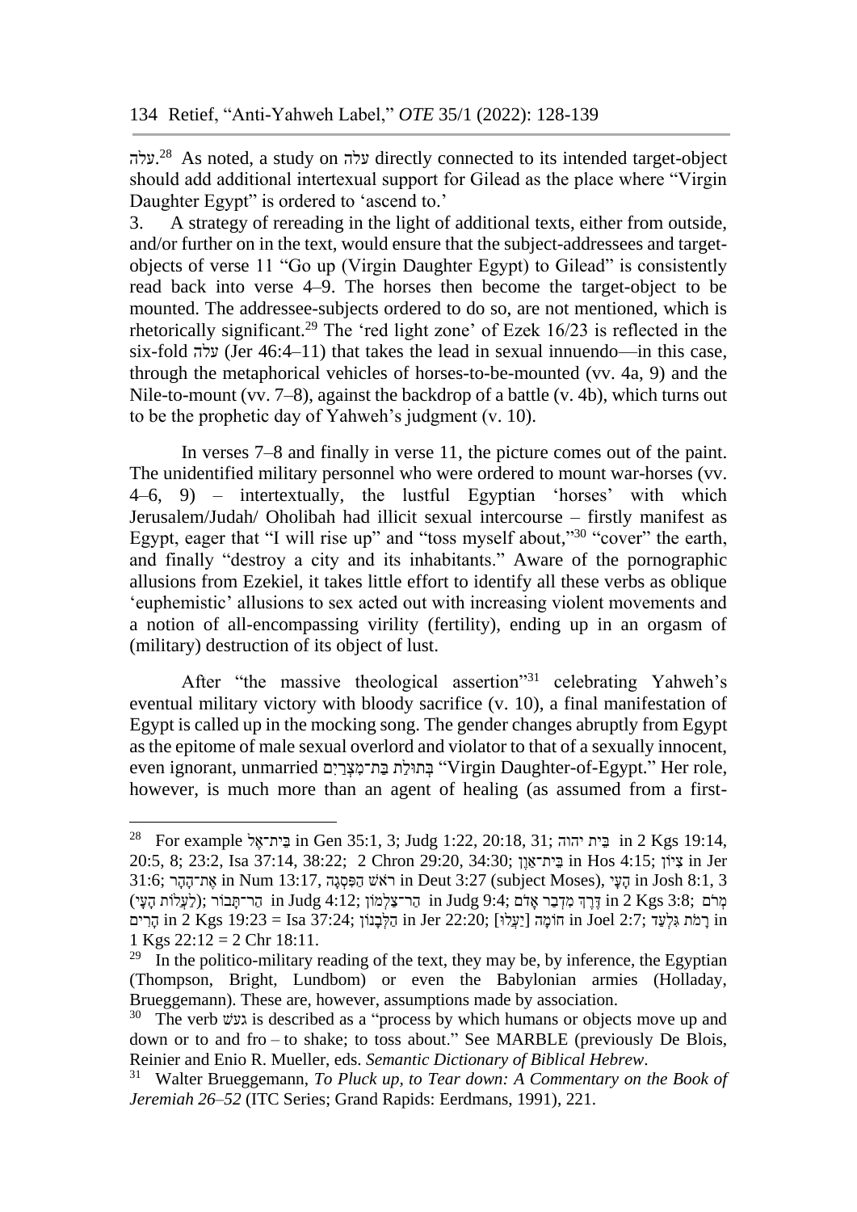עלה.[28] As noted, a study on עלה directly connected to its intended target-object should add additional intertexual support for Gilead as the place where "Virgin Daughter Egypt" is ordered to 'ascend to.'

3. A strategy of rereading in the light of additional texts, either from outside, and/or further on in the text, would ensure that the subject-addressees and target-objects of verse 11 "Go up (Virgin Daughter Egypt) to Gilead" is consistently read back into verse 4–9. The horses then become the target-object to be mounted. The addressee-subjects ordered to do so, are not mentioned, which is rhetorically significant.[29] The 'red light zone' of Ezek 16/23 is reflected in the six-fold עלה (Jer 46:4–11) that takes the lead in sexual innuendo—in this case, through the metaphorical vehicles of horses-to-be-mounted (vv. 4a, 9) and the Nile-to-mount (vv. 7–8), against the backdrop of a battle (v. 4b), which turns out to be the prophetic day of Yahweh's judgment (v. 10).

In verses 7–8 and finally in verse 11, the picture comes out of the paint. The unidentified military personnel who were ordered to mount war-horses (vv. 4–6, 9) – intertextually, the lustful Egyptian 'horses' with which Jerusalem/Judah/ Oholibah had illicit sexual intercourse – firstly manifest as Egypt, eager that "I will rise up" and "toss myself about,"[30] "cover" the earth, and finally "destroy a city and its inhabitants." Aware of the pornographic allusions from Ezekiel, it takes little effort to identify all these verbs as oblique 'euphemistic' allusions to sex acted out with increasing violent movements and a notion of all-encompassing virility (fertility), ending up in an orgasm of (military) destruction of its object of lust.

After "the massive theological assertion"[31] celebrating Yahweh's eventual military victory with bloody sacrifice (v. 10), a final manifestation of Egypt is called up in the mocking song. The gender changes abruptly from Egypt as the epitome of male sexual overlord and violator to that of a sexually innocent, even ignorant, unmarried בְּתוּלַת בַּת־מִצְרָיִם "Virgin Daughter-of-Egypt." Her role, however, is much more than an agent of healing (as assumed from a first-

---

[28] For example בֵּית־אֵל in Gen 35:1, 3; Judg 1:22, 20:18, 31; בֵּית יהוה in 2 Kgs 19:14, 20:5, 8; 23:2, Isa 37:14, 38:22; 2 Chron 29:20, 34:30; בֵּית־אָוֶן in Hos 4:15; צִיּוֹן in Jer 31:6; אֶת־הָהָר in Num 13:17, רֹאשׁ הַפִּסְגָּה in Deut 3:27 (subject Moses), הָעָי in Josh 8:1, 3 (לַעֲלוֹת הָעָי); הַר־תָּבוֹר in Judg 4:12; הַר־צַלְמוֹן in Judg 9:4; דֶּרֶךְ מִדְבַּר אֱדוֹם in 2 Kgs 3:8; מְרוֹם הָרִים in 2 Kgs 19:23 = Isa 37:24; הַלְּבָנוֹן in Jer 22:20; חוֹמָה [יַעֲלוּ] in Joel 2:7; רָמֹת גִּלְעָד in 1 Kgs 22:12 = 2 Chr 18:11.

[29] In the politico-military reading of the text, they may be, by inference, the Egyptian (Thompson, Bright, Lundbom) or even the Babylonian armies (Holladay, Brueggemann). These are, however, assumptions made by association.

[30] The verb געשׁ is described as a "process by which humans or objects move up and down or to and fro – to shake; to toss about." See MARBLE (previously De Blois, Reinier and Enio R. Mueller, eds. *Semantic Dictionary of Biblical Hebrew*.

[31] Walter Brueggemann, *To Pluck up, to Tear down: A Commentary on the Book of Jeremiah 26–52* (ITC Series; Grand Rapids: Eerdmans, 1991), 221.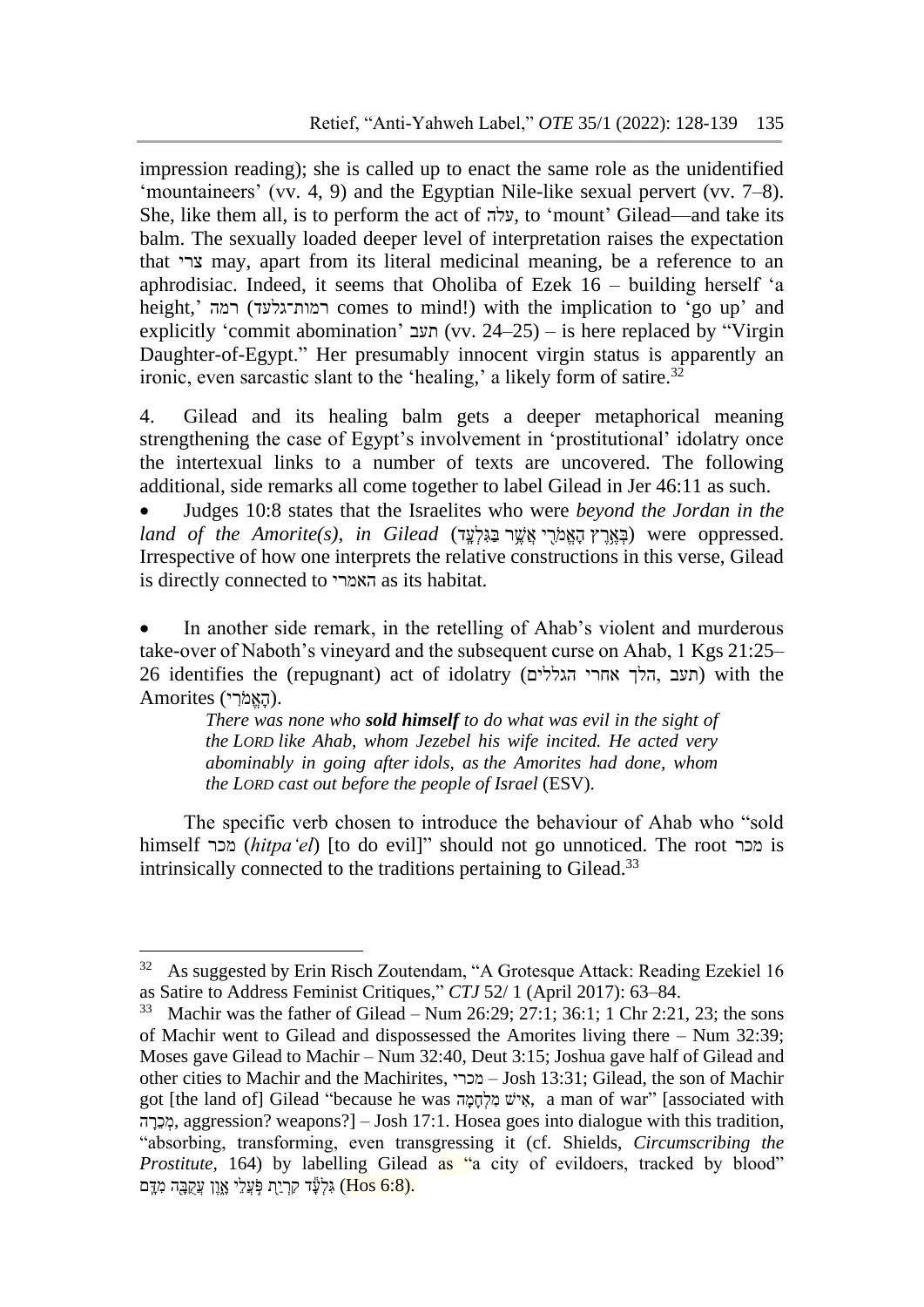impression reading); she is called up to enact the same role as the unidentified 'mountaineers' (vv. 4, 9) and the Egyptian Nile-like sexual pervert (vv. 7–8). She, like them all, is to perform the act of עלה, to 'mount' Gilead—and take its balm. The sexually loaded deeper level of interpretation raises the expectation that צרי may, apart from its literal medicinal meaning, be a reference to an aphrodisiac. Indeed, it seems that Oholiba of Ezek 16 – building herself 'a height,' רמה (רמות־גלעד comes to mind!) with the implication to 'go up' and explicitly 'commit abomination' תעב (vv. 24–25) – is here replaced by "Virgin Daughter-of-Egypt." Her presumably innocent virgin status is apparently an ironic, even sarcastic slant to the 'healing,' a likely form of satire.[32]

4. Gilead and its healing balm gets a deeper metaphorical meaning strengthening the case of Egypt's involvement in 'prostitutional' idolatry once the intertextual links to a number of texts are uncovered. The following additional, side remarks all come together to label Gilead in Jer 46:11 as such.

- Judges 10:8 states that the Israelites who were *beyond the Jordan in the land of the Amorite(s), in Gilead* (בְּאֶרֶץ הָאֱמֹרִי אֲשֶׁר בַּגִּלְעָד) were oppressed. Irrespective of how one interprets the relative constructions in this verse, Gilead is directly connected to האמרי as its habitat.

- In another side remark, in the retelling of Ahab's violent and murderous take-over of Naboth's vineyard and the subsequent curse on Ahab, 1 Kgs 21:25–26 identifies the (repugnant) act of idolatry (תעב, הלך אחרי הגללים) with the Amorites (הָאֱמֹרִי).

> *There was none who **sold himself** to do what was evil in the sight of the LORD like Ahab, whom Jezebel his wife incited. He acted very abominably in going after idols, as the Amorites had done, whom the LORD cast out before the people of Israel* (ESV).

The specific verb chosen to introduce the behaviour of Ahab who "sold himself מכר (*hitpa'el*) [to do evil]" should not go unnoticed. The root מכר is intrinsically connected to the traditions pertaining to Gilead.[33]

---

[32] As suggested by Erin Risch Zoutendam, "A Grotesque Attack: Reading Ezekiel 16 as Satire to Address Feminist Critiques," *CTJ* 52/ 1 (April 2017): 63–84.

[33] Machir was the father of Gilead – Num 26:29; 27:1; 36:1; 1 Chr 2:21, 23; the sons of Machir went to Gilead and dispossessed the Amorites living there – Num 32:39; Moses gave Gilead to Machir – Num 32:40, Deut 3:15; Joshua gave half of Gilead and other cities to Machir and the Machirites, מכרי – Josh 13:31; Gilead, the son of Machir got [the land of] Gilead "because he was אִישׁ מִלְחָמָה, a man of war" [associated with מְכֵרָה, aggression? weapons?] – Josh 17:1. Hosea goes into dialogue with this tradition, "absorbing, transforming, even transgressing it (cf. Shields, *Circumscribing the Prostitute*, 164) by labelling Gilead as "a city of evildoers, tracked by blood" גִּלְעָד קִרְיַת פֹּעֲלֵי אָוֶן עֲקֻבָּה מִדָּם (Hos 6:8).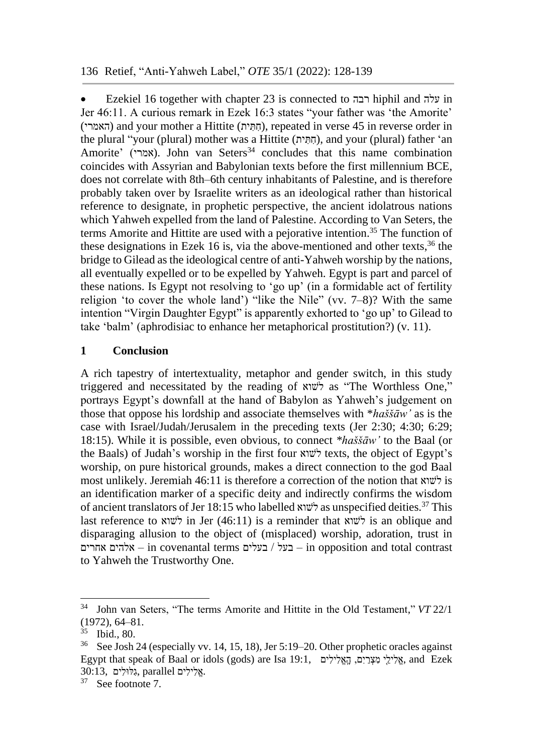- Ezekiel 16 together with chapter 23 is connected to רבה hiphil and עלה in Jer 46:11. A curious remark in Ezek 16:3 states "your father was 'the Amorite' (האמרי) and your mother a Hittite (חִתִּית), repeated in verse 45 in reverse order in the plural "your (plural) mother was a Hittite (חִתִּית), and your (plural) father 'an Amorite' (אמרי). John van Seters[34] concludes that this name combination coincides with Assyrian and Babylonian texts before the first millennium BCE, does not correlate with 8th–6th century inhabitants of Palestine, and is therefore probably taken over by Israelite writers as an ideological rather than historical reference to designate, in prophetic perspective, the ancient idolatrous nations which Yahweh expelled from the land of Palestine. According to Van Seters, the terms Amorite and Hittite are used with a pejorative intention.[35] The function of these designations in Ezek 16 is, via the above-mentioned and other texts,[36] the bridge to Gilead as the ideological centre of anti-Yahweh worship by the nations, all eventually expelled or to be expelled by Yahweh. Egypt is part and parcel of these nations. Is Egypt not resolving to 'go up' (in a formidable act of fertility religion 'to cover the whole land') "like the Nile" (vv. 7–8)? With the same intention "Virgin Daughter Egypt" is apparently exhorted to 'go up' to Gilead to take 'balm' (aphrodisiac to enhance her metaphorical prostitution?) (v. 11).

## 1 Conclusion

A rich tapestry of intertextuality, metaphor and gender switch, in this study triggered and necessitated by the reading of לַשּׁוא as "The Worthless One," portrays Egypt's downfall at the hand of Babylon as Yahweh's judgement on those that oppose his lordship and associate themselves with **haššāw'* as is the case with Israel/Judah/Jerusalem in the preceding texts (Jer 2:30; 4:30; 6:29; 18:15). While it is possible, even obvious, to connect **haššāw'* to the Baal (or the Baals) of Judah's worship in the first four לַשּׁוא texts, the object of Egypt's worship, on pure historical grounds, makes a direct connection to the god Baal most unlikely. Jeremiah 46:11 is therefore a correction of the notion that לַשּׁוא is an identification marker of a specific deity and indirectly confirms the wisdom of ancient translators of Jer 18:15 who labelled לַשּׁוא as unspecified deities.[37] This last reference to לַשּׁוא in Jer (46:11) is a reminder that לַשּׁוא is an oblique and disparaging allusion to the object of (misplaced) worship, adoration, trust in אלהים אחרים – in covenantal terms בעל / בעלים – in opposition and total contrast to Yahweh the Trustworthy One.

---

[34] John van Seters, "The terms Amorite and Hittite in the Old Testament," *VT* 22/1 (1972), 64–81.

[35] Ibid., 80.

[36] See Josh 24 (especially vv. 14, 15, 18), Jer 5:19–20. Other prophetic oracles against Egypt that speak of Baal or idols (gods) are Isa 19:1, אֱלִילֵי מִצְרַיִם, הָאֱלִילִים, and Ezek 30:13, גִּלּוּלִים, parallel אֱלִילִים.

[37] See footnote 7.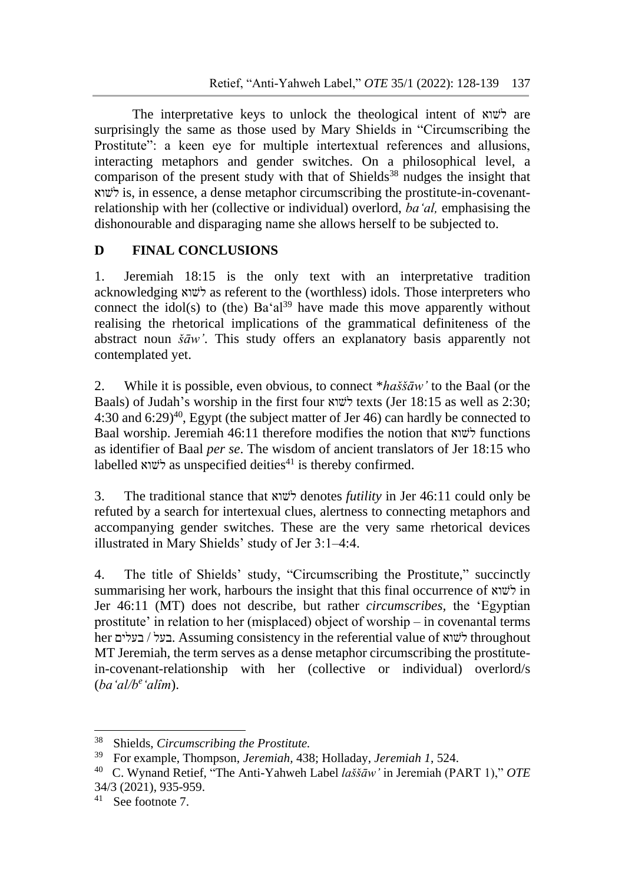The interpretative keys to unlock the theological intent of לַשָּׁוְא are surprisingly the same as those used by Mary Shields in "Circumscribing the Prostitute": a keen eye for multiple intertextual references and allusions, interacting metaphors and gender switches. On a philosophical level, a comparison of the present study with that of Shields[38] nudges the insight that לַשָּׁוְא is, in essence, a dense metaphor circumscribing the prostitute-in-covenant-relationship with her (collective or individual) overlord, *ba'al,* emphasising the dishonourable and disparaging name she allows herself to be subjected to.

## D FINAL CONCLUSIONS

1. Jeremiah 18:15 is the only text with an interpretative tradition acknowledging לַשָּׁוְא as referent to the (worthless) idols. Those interpreters who connect the idol(s) to (the) Ba'al[39] have made this move apparently without realising the rhetorical implications of the grammatical definiteness of the abstract noun *šāw'*. This study offers an explanatory basis apparently not contemplated yet.

2. While it is possible, even obvious, to connect **haššāw'* to the Baal (or the Baals) of Judah's worship in the first four לַשָּׁוְא texts (Jer 18:15 as well as 2:30; 4:30 and 6:29)[40], Egypt (the subject matter of Jer 46) can hardly be connected to Baal worship. Jeremiah 46:11 therefore modifies the notion that לַשָּׁוְא functions as identifier of Baal *per se*. The wisdom of ancient translators of Jer 18:15 who labelled לַשָּׁוְא as unspecified deities[41] is thereby confirmed.

3. The traditional stance that לַשָּׁוְא denotes *futility* in Jer 46:11 could only be refuted by a search for intertexual clues, alertness to connecting metaphors and accompanying gender switches. These are the very same rhetorical devices illustrated in Mary Shields' study of Jer 3:1–4:4.

4. The title of Shields' study, "Circumscribing the Prostitute," succinctly summarising her work, harbours the insight that this final occurrence of לַשָּׁוְא in Jer 46:11 (MT) does not describe, but rather *circumscribes*, the 'Egyptian prostitute' in relation to her (misplaced) object of worship – in covenantal terms her בעל / בעלים. Assuming consistency in the referential value of לַשָּׁוְא throughout MT Jeremiah, the term serves as a dense metaphor circumscribing the prostitute-in-covenant-relationship with her (collective or individual) overlord/s (*ba'al/b$^e$'alîm*).

---

[38] Shields, *Circumscribing the Prostitute.*

[39] For example, Thompson, *Jeremiah,* 438; Holladay, *Jeremiah 1*, 524.

[40] C. Wynand Retief, "The Anti-Yahweh Label *laššāw'* in Jeremiah (PART 1)," *OTE* 34/3 (2021), 935-959.

[41] See footnote 7.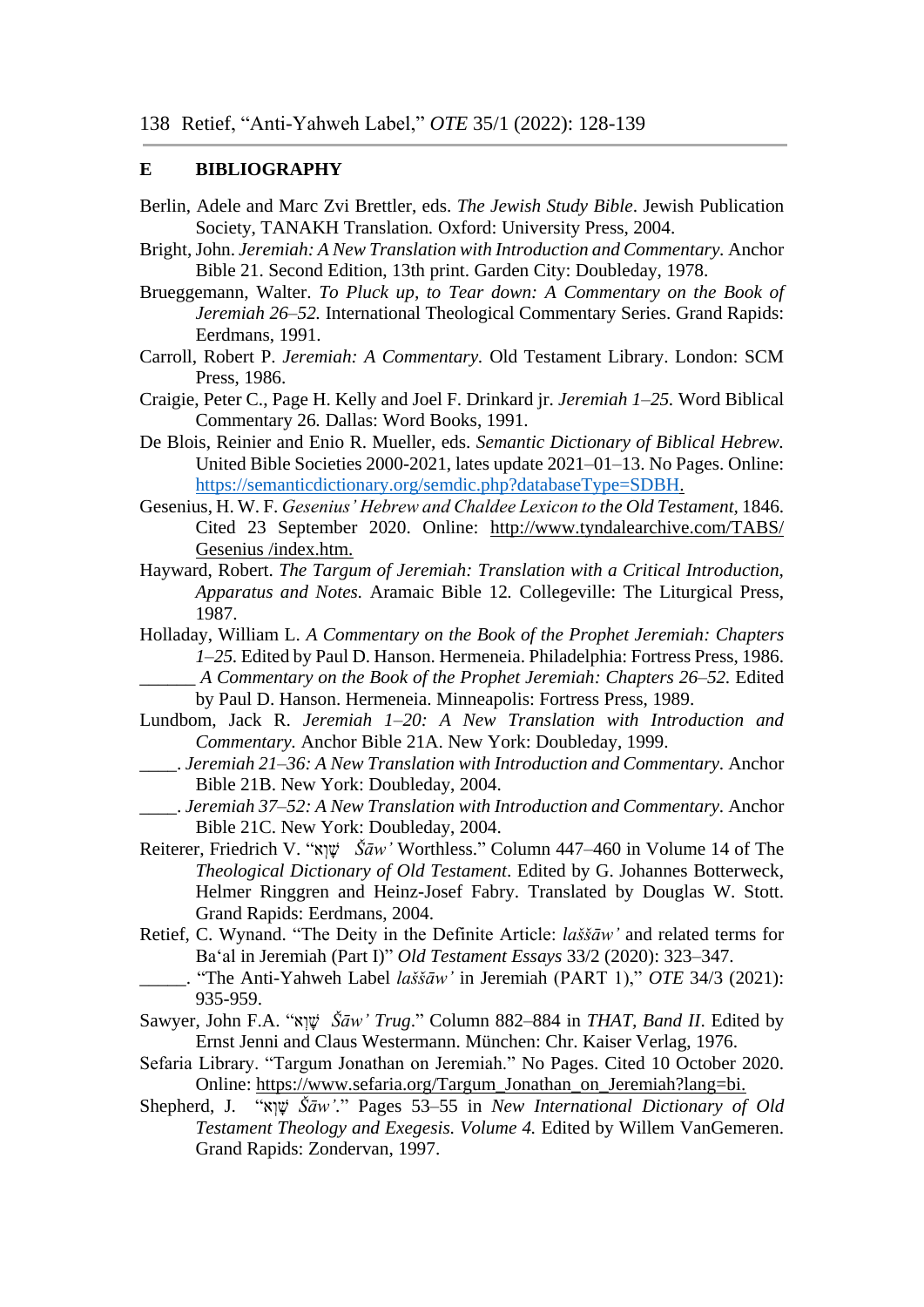## E BIBLIOGRAPHY

Berlin, Adele and Marc Zvi Brettler, eds. *The Jewish Study Bible*. Jewish Publication Society, TANAKH Translation. Oxford: University Press, 2004.

Bright, John. *Jeremiah: A New Translation with Introduction and Commentary*. Anchor Bible 21. Second Edition, 13th print. Garden City: Doubleday, 1978.

Brueggemann, Walter. *To Pluck up, to Tear down: A Commentary on the Book of Jeremiah 26–52.* International Theological Commentary Series. Grand Rapids: Eerdmans, 1991.

Carroll, Robert P. *Jeremiah: A Commentary.* Old Testament Library. London: SCM Press, 1986.

Craigie, Peter C., Page H. Kelly and Joel F. Drinkard jr. *Jeremiah 1–25.* Word Biblical Commentary 26. Dallas: Word Books, 1991.

De Blois, Reinier and Enio R. Mueller, eds. *Semantic Dictionary of Biblical Hebrew.* United Bible Societies 2000-2021, lates update 2021–01–13. No Pages. Online: https://semanticdictionary.org/semdic.php?databaseType=SDBH.

Gesenius, H. W. F. *Gesenius' Hebrew and Chaldee Lexicon to the Old Testament*, 1846. Cited 23 September 2020. Online: http://www.tyndalearchive.com/TABS/Gesenius /index.htm.

Hayward, Robert. *The Targum of Jeremiah: Translation with a Critical Introduction, Apparatus and Notes.* Aramaic Bible 12*.* Collegeville: The Liturgical Press, 1987.

Holladay, William L. *A Commentary on the Book of the Prophet Jeremiah: Chapters 1–25.* Edited by Paul D. Hanson. Hermeneia. Philadelphia: Fortress Press, 1986.

______ *A Commentary on the Book of the Prophet Jeremiah: Chapters 26–52.* Edited by Paul D. Hanson. Hermeneia. Minneapolis: Fortress Press, 1989.

Lundbom, Jack R. *Jeremiah 1–20: A New Translation with Introduction and Commentary.* Anchor Bible 21A. New York: Doubleday, 1999.

____. *Jeremiah 21–36: A New Translation with Introduction and Commentary.* Anchor Bible 21B. New York: Doubleday, 2004.

____. *Jeremiah 37–52: A New Translation with Introduction and Commentary.* Anchor Bible 21C. New York: Doubleday, 2004.

Reiterer, Friedrich V. "שָׁוְא *Šāw'* Worthless." Column 447–460 in Volume 14 of The *Theological Dictionary of Old Testament*. Edited by G. Johannes Botterweck, Helmer Ringgren and Heinz-Josef Fabry. Translated by Douglas W. Stott. Grand Rapids: Eerdmans, 2004.

Retief, C. Wynand. "The Deity in the Definite Article: *laššāw'* and related terms for Ba'al in Jeremiah (Part I)" *Old Testament Essays* 33/2 (2020): 323–347.

_____. "The Anti-Yahweh Label *laššāw'* in Jeremiah (PART 1)," *OTE* 34/3 (2021): 935-959.

Sawyer, John F.A. "שָׁוְא *Šāw' Trug*." Column 882–884 in *THAT, Band II*. Edited by Ernst Jenni and Claus Westermann. München: Chr. Kaiser Verlag, 1976.

Sefaria Library. "Targum Jonathan on Jeremiah." No Pages. Cited 10 October 2020. Online: https://www.sefaria.org/Targum_Jonathan_on_Jeremiah?lang=bi.

Shepherd, J. "שָׁוְא *Šāw'*." Pages 53–55 in *New International Dictionary of Old Testament Theology and Exegesis. Volume 4.* Edited by Willem VanGemeren. Grand Rapids: Zondervan, 1997.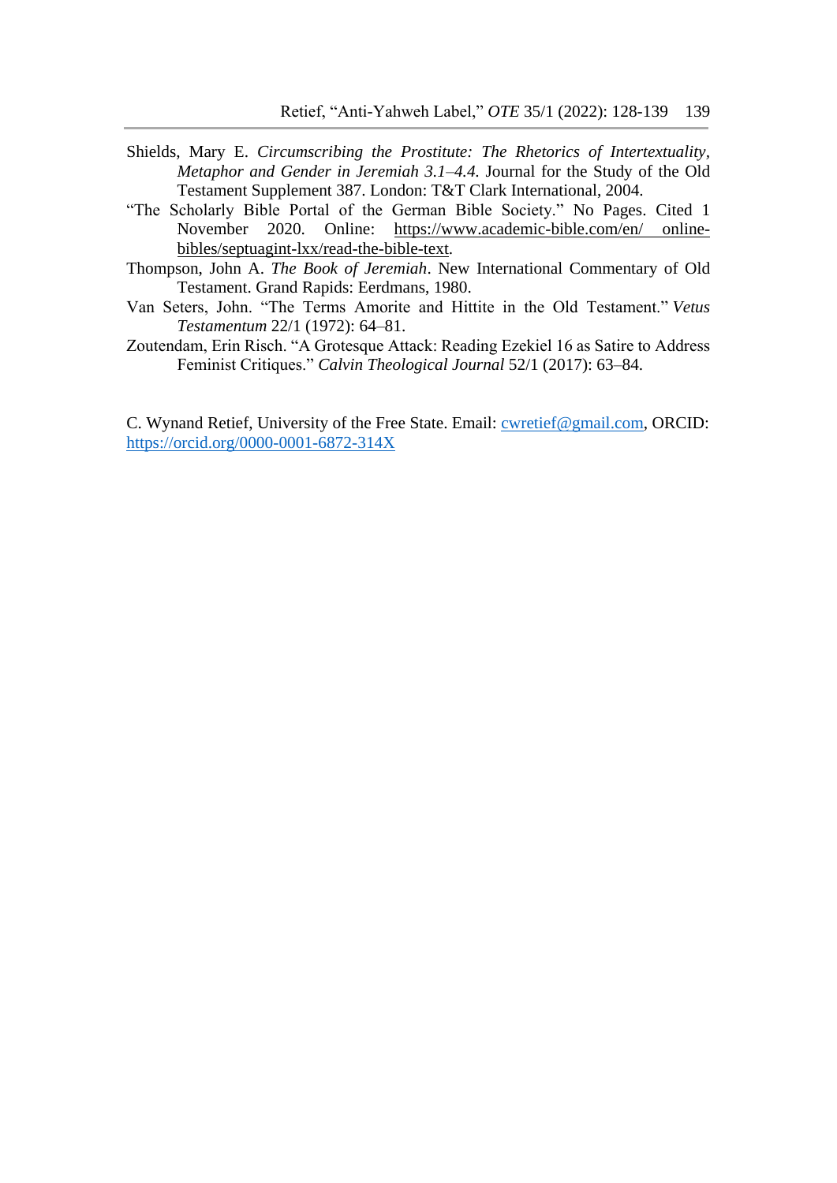Shields, Mary E. *Circumscribing the Prostitute: The Rhetorics of Intertextuality, Metaphor and Gender in Jeremiah 3.1–4.4.* Journal for the Study of the Old Testament Supplement 387. London: T&T Clark International, 2004.

"The Scholarly Bible Portal of the German Bible Society." No Pages. Cited 1 November 2020. Online: https://www.academic-bible.com/en/ online-bibles/septuagint-lxx/read-the-bible-text.

Thompson, John A. *The Book of Jeremiah*. New International Commentary of Old Testament. Grand Rapids: Eerdmans, 1980.

Van Seters, John. "The Terms Amorite and Hittite in the Old Testament." *Vetus Testamentum* 22/1 (1972): 64–81.

Zoutendam, Erin Risch. "A Grotesque Attack: Reading Ezekiel 16 as Satire to Address Feminist Critiques." *Calvin Theological Journal* 52/1 (2017): 63–84.

C. Wynand Retief, University of the Free State. Email: cwretief@gmail.com, ORCID: https://orcid.org/0000-0001-6872-314X